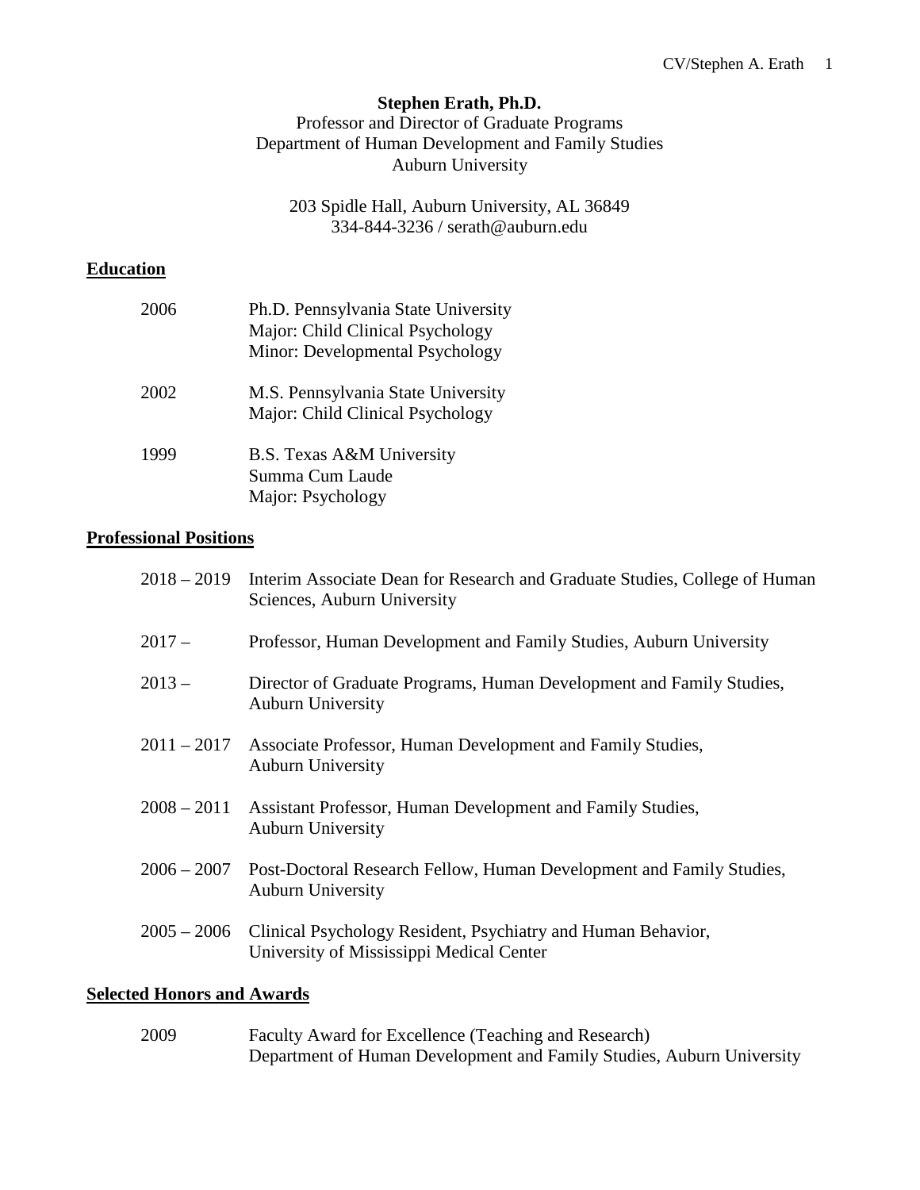# Stephen Erath, Ph.D.

Professor and Director of Graduate Programs
Department of Human Development and Family Studies
Auburn University

203 Spidle Hall, Auburn University, AL 36849
334-844-3236 / serath@auburn.edu

## Education

2006 Ph.D. Pennsylvania State University
Major: Child Clinical Psychology
Minor: Developmental Psychology

2002 M.S. Pennsylvania State University
Major: Child Clinical Psychology

1999 B.S. Texas A&M University
Summa Cum Laude
Major: Psychology

## Professional Positions

2018 – 2019 Interim Associate Dean for Research and Graduate Studies, College of Human Sciences, Auburn University

2017 – Professor, Human Development and Family Studies, Auburn University

2013 – Director of Graduate Programs, Human Development and Family Studies, Auburn University

2011 – 2017 Associate Professor, Human Development and Family Studies, Auburn University

2008 – 2011 Assistant Professor, Human Development and Family Studies, Auburn University

2006 – 2007 Post-Doctoral Research Fellow, Human Development and Family Studies, Auburn University

2005 – 2006 Clinical Psychology Resident, Psychiatry and Human Behavior, University of Mississippi Medical Center

## Selected Honors and Awards

2009 Faculty Award for Excellence (Teaching and Research)
Department of Human Development and Family Studies, Auburn University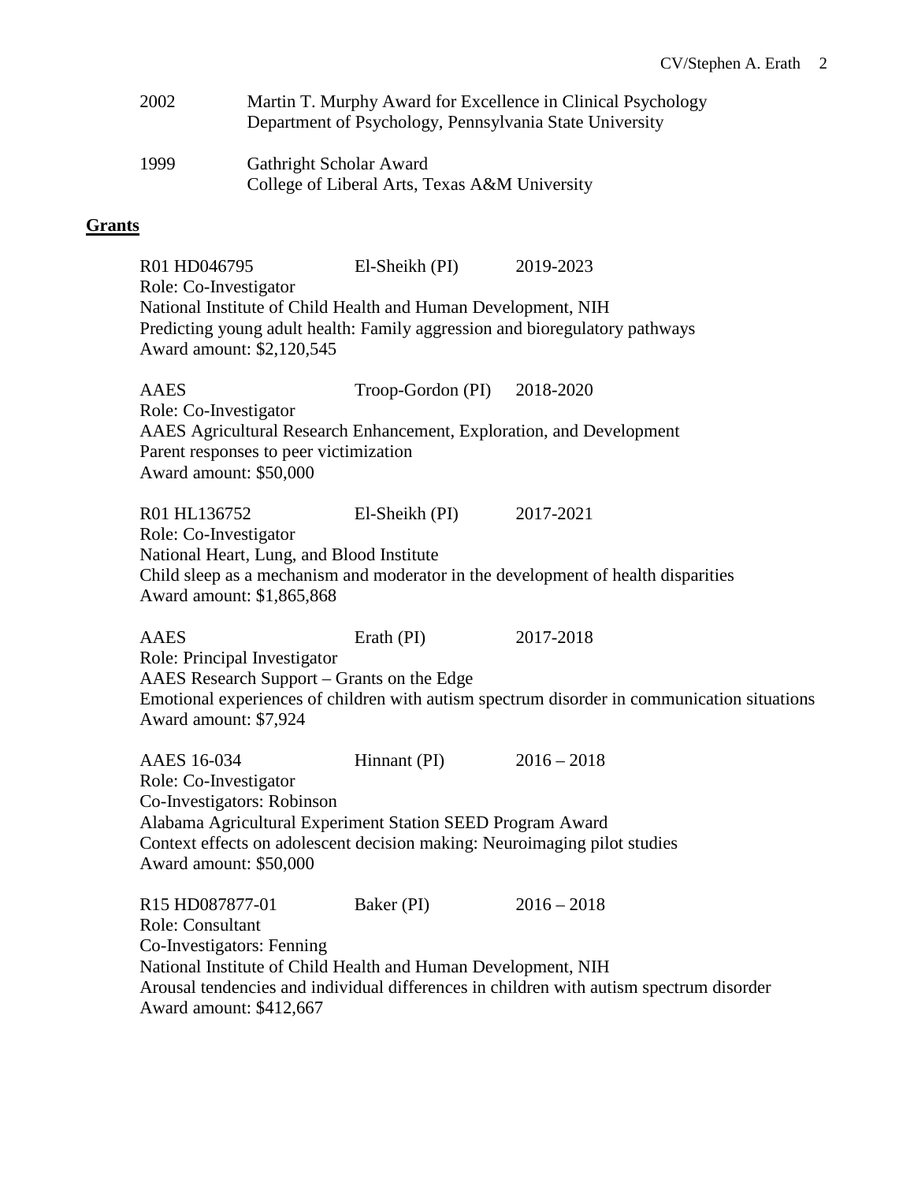2002 Martin T. Murphy Award for Excellence in Clinical Psychology
Department of Psychology, Pennsylvania State University

1999 Gathright Scholar Award
College of Liberal Arts, Texas A&M University

## **Grants**

R01 HD046795 El-Sheikh (PI) 2019-2023
Role: Co-Investigator
National Institute of Child Health and Human Development, NIH
Predicting young adult health: Family aggression and bioregulatory pathways
Award amount: $2,120,545

AAES Troop-Gordon (PI) 2018-2020
Role: Co-Investigator
AAES Agricultural Research Enhancement, Exploration, and Development
Parent responses to peer victimization
Award amount: $50,000

R01 HL136752 El-Sheikh (PI) 2017-2021
Role: Co-Investigator
National Heart, Lung, and Blood Institute
Child sleep as a mechanism and moderator in the development of health disparities
Award amount: $1,865,868

AAES Erath (PI) 2017-2018
Role: Principal Investigator
AAES Research Support – Grants on the Edge
Emotional experiences of children with autism spectrum disorder in communication situations
Award amount: $7,924

AAES 16-034 Hinnant (PI) 2016 – 2018
Role: Co-Investigator
Co-Investigators: Robinson
Alabama Agricultural Experiment Station SEED Program Award
Context effects on adolescent decision making: Neuroimaging pilot studies
Award amount: $50,000

R15 HD087877-01 Baker (PI) 2016 – 2018
Role: Consultant
Co-Investigators: Fenning
National Institute of Child Health and Human Development, NIH
Arousal tendencies and individual differences in children with autism spectrum disorder
Award amount: $412,667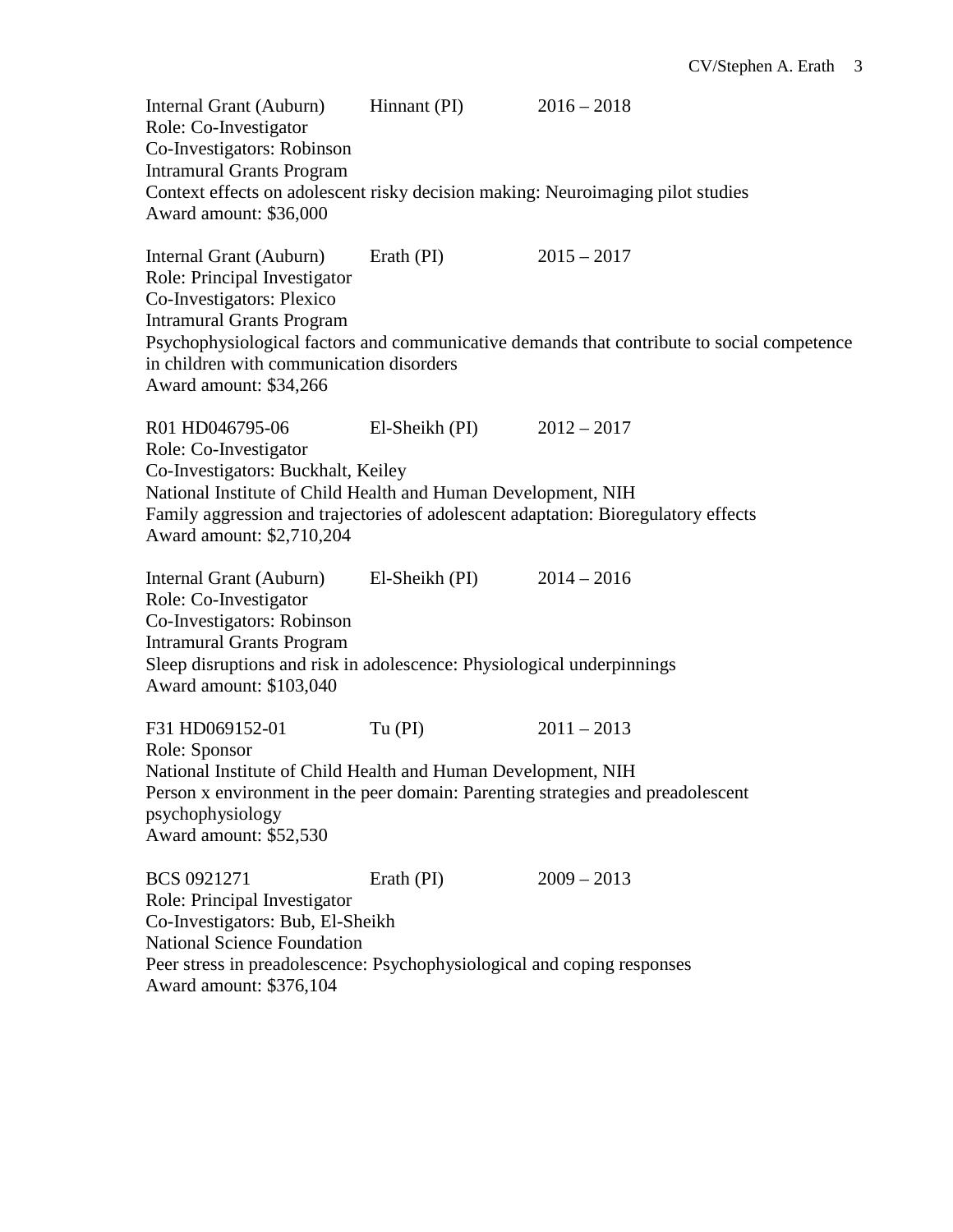Internal Grant (Auburn)	Hinnant (PI)	2016 – 2018
Role: Co-Investigator
Co-Investigators: Robinson
Intramural Grants Program
Context effects on adolescent risky decision making: Neuroimaging pilot studies
Award amount: $36,000

Internal Grant (Auburn)	Erath (PI)	2015 – 2017
Role: Principal Investigator
Co-Investigators: Plexico
Intramural Grants Program
Psychophysiological factors and communicative demands that contribute to social competence in children with communication disorders
Award amount: $34,266

R01 HD046795-06	El-Sheikh (PI)	2012 – 2017
Role: Co-Investigator
Co-Investigators: Buckhalt, Keiley
National Institute of Child Health and Human Development, NIH
Family aggression and trajectories of adolescent adaptation: Bioregulatory effects
Award amount: $2,710,204

Internal Grant (Auburn)	El-Sheikh (PI)	2014 – 2016
Role: Co-Investigator
Co-Investigators: Robinson
Intramural Grants Program
Sleep disruptions and risk in adolescence: Physiological underpinnings
Award amount: $103,040

F31 HD069152-01	Tu (PI)	2011 – 2013
Role: Sponsor
National Institute of Child Health and Human Development, NIH
Person x environment in the peer domain: Parenting strategies and preadolescent psychophysiology
Award amount: $52,530

BCS 0921271	Erath (PI)	2009 – 2013
Role: Principal Investigator
Co-Investigators: Bub, El-Sheikh
National Science Foundation
Peer stress in preadolescence: Psychophysiological and coping responses
Award amount: $376,104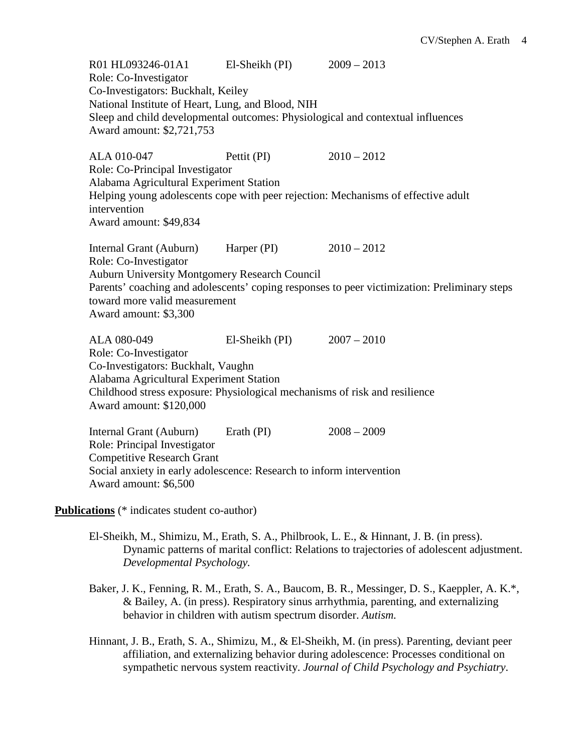R01 HL093246-01A1 El-Sheikh (PI) 2009 – 2013
Role: Co-Investigator
Co-Investigators: Buckhalt, Keiley
National Institute of Heart, Lung, and Blood, NIH
Sleep and child developmental outcomes: Physiological and contextual influences
Award amount: $2,721,753

ALA 010-047 Pettit (PI) 2010 – 2012
Role: Co-Principal Investigator
Alabama Agricultural Experiment Station
Helping young adolescents cope with peer rejection: Mechanisms of effective adult intervention
Award amount: $49,834

Internal Grant (Auburn) Harper (PI) 2010 – 2012
Role: Co-Investigator
Auburn University Montgomery Research Council
Parents' coaching and adolescents' coping responses to peer victimization: Preliminary steps toward more valid measurement
Award amount: $3,300

ALA 080-049 El-Sheikh (PI) 2007 – 2010
Role: Co-Investigator
Co-Investigators: Buckhalt, Vaughn
Alabama Agricultural Experiment Station
Childhood stress exposure: Physiological mechanisms of risk and resilience
Award amount: $120,000

Internal Grant (Auburn) Erath (PI) 2008 – 2009
Role: Principal Investigator
Competitive Research Grant
Social anxiety in early adolescence: Research to inform intervention
Award amount: $6,500

**Publications** (* indicates student co-author)

El-Sheikh, M., Shimizu, M., Erath, S. A., Philbrook, L. E., & Hinnant, J. B. (in press). Dynamic patterns of marital conflict: Relations to trajectories of adolescent adjustment. *Developmental Psychology.*

Baker, J. K., Fenning, R. M., Erath, S. A., Baucom, B. R., Messinger, D. S., Kaeppler, A. K.*, & Bailey, A. (in press). Respiratory sinus arrhythmia, parenting, and externalizing behavior in children with autism spectrum disorder. *Autism.*

Hinnant, J. B., Erath, S. A., Shimizu, M., & El-Sheikh, M. (in press). Parenting, deviant peer affiliation, and externalizing behavior during adolescence: Processes conditional on sympathetic nervous system reactivity. *Journal of Child Psychology and Psychiatry*.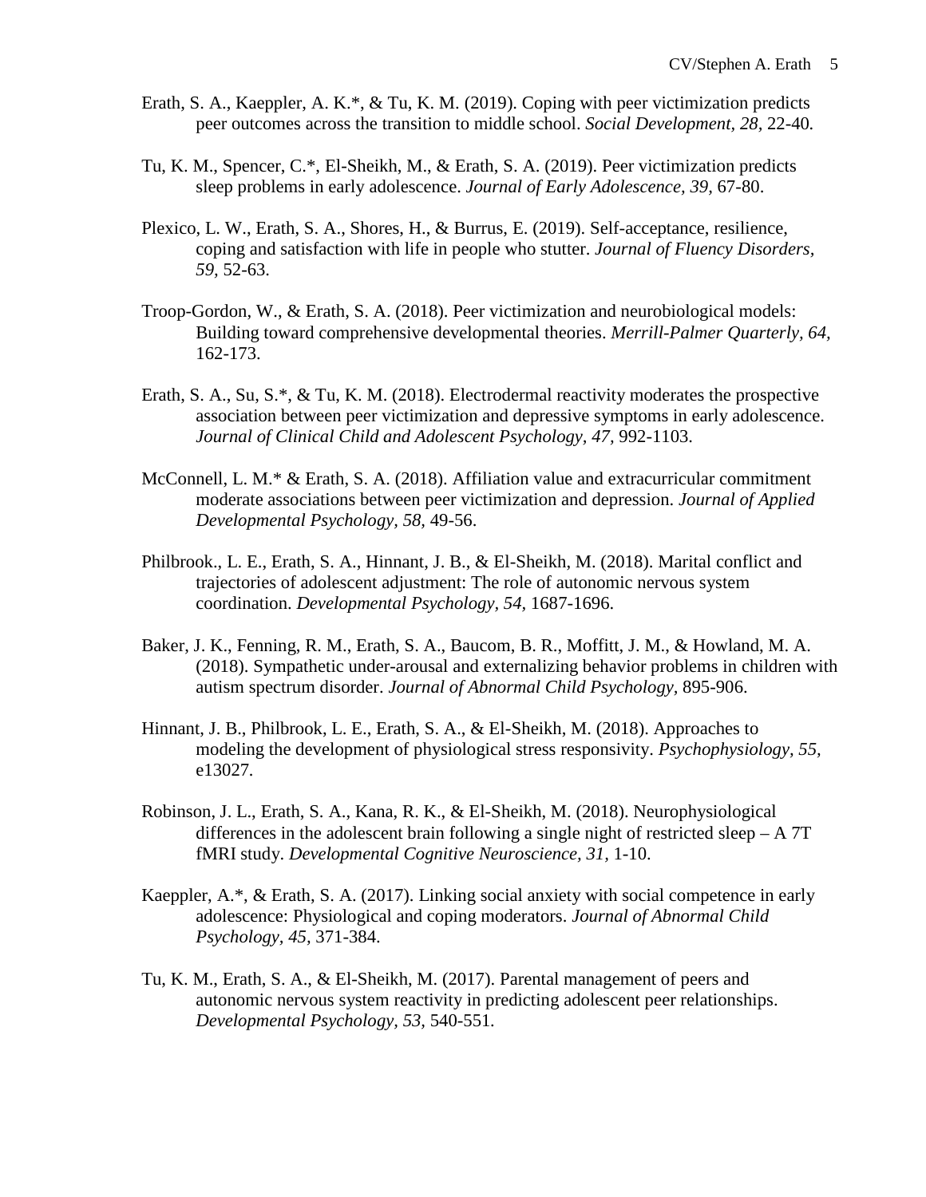Erath, S. A., Kaeppler, A. K.*, & Tu, K. M. (2019). Coping with peer victimization predicts peer outcomes across the transition to middle school. *Social Development, 28,* 22-40.

Tu, K. M., Spencer, C.*, El-Sheikh, M., & Erath, S. A. (2019). Peer victimization predicts sleep problems in early adolescence. *Journal of Early Adolescence, 39,* 67-80.

Plexico, L. W., Erath, S. A., Shores, H., & Burrus, E. (2019). Self-acceptance, resilience, coping and satisfaction with life in people who stutter. *Journal of Fluency Disorders, 59,* 52-63.

Troop-Gordon, W., & Erath, S. A. (2018). Peer victimization and neurobiological models: Building toward comprehensive developmental theories. *Merrill-Palmer Quarterly, 64,* 162-173.

Erath, S. A., Su, S.*, & Tu, K. M. (2018). Electrodermal reactivity moderates the prospective association between peer victimization and depressive symptoms in early adolescence. *Journal of Clinical Child and Adolescent Psychology, 47,* 992-1103.

McConnell, L. M.* & Erath, S. A. (2018). Affiliation value and extracurricular commitment moderate associations between peer victimization and depression. *Journal of Applied Developmental Psychology, 58,* 49-56.

Philbrook., L. E., Erath, S. A., Hinnant, J. B., & El-Sheikh, M. (2018). Marital conflict and trajectories of adolescent adjustment: The role of autonomic nervous system coordination. *Developmental Psychology, 54,* 1687-1696.

Baker, J. K., Fenning, R. M., Erath, S. A., Baucom, B. R., Moffitt, J. M., & Howland, M. A. (2018). Sympathetic under-arousal and externalizing behavior problems in children with autism spectrum disorder. *Journal of Abnormal Child Psychology,* 895-906.

Hinnant, J. B., Philbrook, L. E., Erath, S. A., & El-Sheikh, M. (2018). Approaches to modeling the development of physiological stress responsivity. *Psychophysiology, 55,* e13027.

Robinson, J. L., Erath, S. A., Kana, R. K., & El-Sheikh, M. (2018). Neurophysiological differences in the adolescent brain following a single night of restricted sleep – A 7T fMRI study. *Developmental Cognitive Neuroscience, 31,* 1-10.

Kaeppler, A.*, & Erath, S. A. (2017). Linking social anxiety with social competence in early adolescence: Physiological and coping moderators. *Journal of Abnormal Child Psychology, 45,* 371-384.

Tu, K. M., Erath, S. A., & El-Sheikh, M. (2017). Parental management of peers and autonomic nervous system reactivity in predicting adolescent peer relationships. *Developmental Psychology, 53,* 540-551.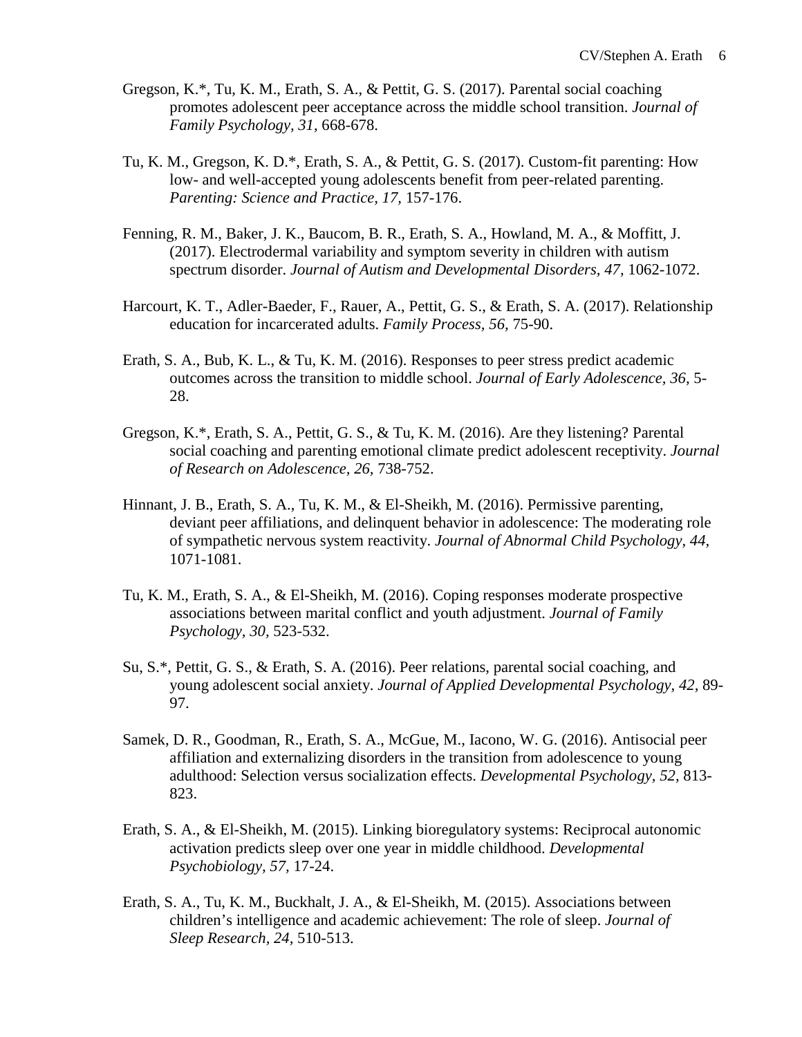Gregson, K.*, Tu, K. M., Erath, S. A., & Pettit, G. S. (2017). Parental social coaching promotes adolescent peer acceptance across the middle school transition. *Journal of Family Psychology, 31,* 668-678.

Tu, K. M., Gregson, K. D.*, Erath, S. A., & Pettit, G. S. (2017). Custom-fit parenting: How low- and well-accepted young adolescents benefit from peer-related parenting. *Parenting: Science and Practice, 17,* 157-176.

Fenning, R. M., Baker, J. K., Baucom, B. R., Erath, S. A., Howland, M. A., & Moffitt, J. (2017). Electrodermal variability and symptom severity in children with autism spectrum disorder. *Journal of Autism and Developmental Disorders, 47,* 1062-1072.

Harcourt, K. T., Adler-Baeder, F., Rauer, A., Pettit, G. S., & Erath, S. A. (2017). Relationship education for incarcerated adults. *Family Process, 56,* 75-90.

Erath, S. A., Bub, K. L., & Tu, K. M. (2016). Responses to peer stress predict academic outcomes across the transition to middle school. *Journal of Early Adolescence, 36,* 5-28.

Gregson, K.*, Erath, S. A., Pettit, G. S., & Tu, K. M. (2016). Are they listening? Parental social coaching and parenting emotional climate predict adolescent receptivity. *Journal of Research on Adolescence, 26,* 738-752.

Hinnant, J. B., Erath, S. A., Tu, K. M., & El-Sheikh, M. (2016). Permissive parenting, deviant peer affiliations, and delinquent behavior in adolescence: The moderating role of sympathetic nervous system reactivity. *Journal of Abnormal Child Psychology, 44,* 1071-1081.

Tu, K. M., Erath, S. A., & El-Sheikh, M. (2016). Coping responses moderate prospective associations between marital conflict and youth adjustment. *Journal of Family Psychology, 30,* 523-532.

Su, S.*, Pettit, G. S., & Erath, S. A. (2016). Peer relations, parental social coaching, and young adolescent social anxiety. *Journal of Applied Developmental Psychology, 42,* 89-97.

Samek, D. R., Goodman, R., Erath, S. A., McGue, M., Iacono, W. G. (2016). Antisocial peer affiliation and externalizing disorders in the transition from adolescence to young adulthood: Selection versus socialization effects. *Developmental Psychology, 52,* 813-823.

Erath, S. A., & El-Sheikh, M. (2015). Linking bioregulatory systems: Reciprocal autonomic activation predicts sleep over one year in middle childhood. *Developmental Psychobiology, 57,* 17-24.

Erath, S. A., Tu, K. M., Buckhalt, J. A., & El-Sheikh, M. (2015). Associations between children's intelligence and academic achievement: The role of sleep. *Journal of Sleep Research, 24,* 510-513.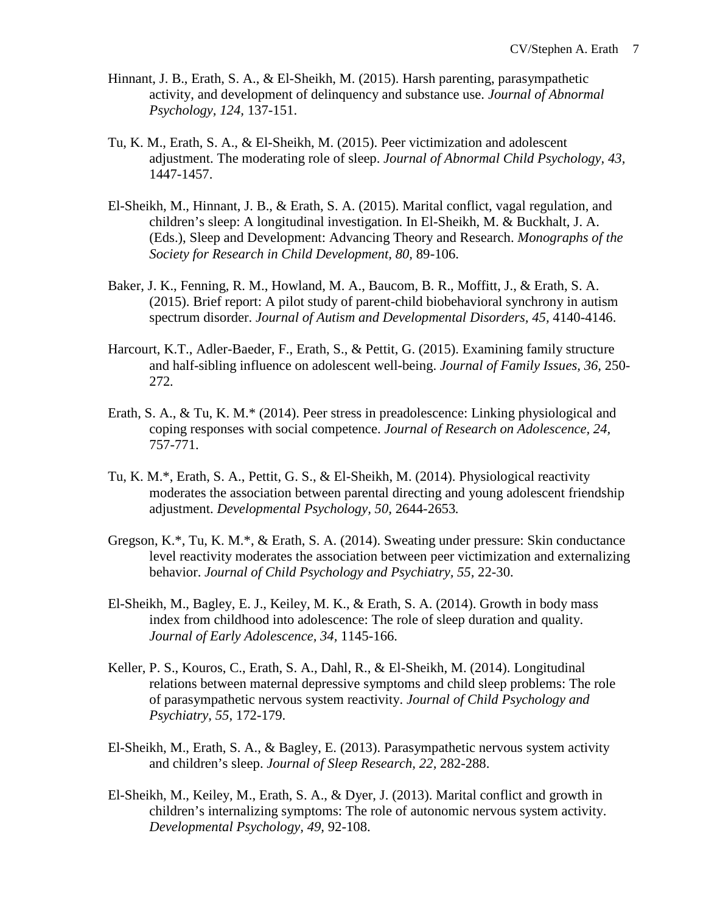Hinnant, J. B., Erath, S. A., & El-Sheikh, M. (2015). Harsh parenting, parasympathetic activity, and development of delinquency and substance use. *Journal of Abnormal Psychology, 124,* 137-151.

Tu, K. M., Erath, S. A., & El-Sheikh, M. (2015). Peer victimization and adolescent adjustment. The moderating role of sleep. *Journal of Abnormal Child Psychology, 43,* 1447-1457.

El-Sheikh, M., Hinnant, J. B., & Erath, S. A. (2015). Marital conflict, vagal regulation, and children's sleep: A longitudinal investigation. In El-Sheikh, M. & Buckhalt, J. A. (Eds.), Sleep and Development: Advancing Theory and Research. *Monographs of the Society for Research in Child Development, 80,* 89-106.

Baker, J. K., Fenning, R. M., Howland, M. A., Baucom, B. R., Moffitt, J., & Erath, S. A. (2015). Brief report: A pilot study of parent-child biobehavioral synchrony in autism spectrum disorder. *Journal of Autism and Developmental Disorders, 45,* 4140-4146.

Harcourt, K.T., Adler-Baeder, F., Erath, S., & Pettit, G. (2015). Examining family structure and half-sibling influence on adolescent well-being. *Journal of Family Issues, 36,* 250-272.

Erath, S. A., & Tu, K. M.* (2014). Peer stress in preadolescence: Linking physiological and coping responses with social competence. *Journal of Research on Adolescence, 24,* 757-771.

Tu, K. M.*, Erath, S. A., Pettit, G. S., & El-Sheikh, M. (2014). Physiological reactivity moderates the association between parental directing and young adolescent friendship adjustment. *Developmental Psychology, 50,* 2644-2653.

Gregson, K.*, Tu, K. M.*, & Erath, S. A. (2014). Sweating under pressure: Skin conductance level reactivity moderates the association between peer victimization and externalizing behavior. *Journal of Child Psychology and Psychiatry, 55,* 22-30.

El-Sheikh, M., Bagley, E. J., Keiley, M. K., & Erath, S. A. (2014). Growth in body mass index from childhood into adolescence: The role of sleep duration and quality. *Journal of Early Adolescence, 34,* 1145-166.

Keller, P. S., Kouros, C., Erath, S. A., Dahl, R., & El-Sheikh, M. (2014). Longitudinal relations between maternal depressive symptoms and child sleep problems: The role of parasympathetic nervous system reactivity. *Journal of Child Psychology and Psychiatry, 55,* 172-179.

El-Sheikh, M., Erath, S. A., & Bagley, E. (2013). Parasympathetic nervous system activity and children's sleep. *Journal of Sleep Research, 22,* 282-288.

El-Sheikh, M., Keiley, M., Erath, S. A., & Dyer, J. (2013). Marital conflict and growth in children's internalizing symptoms: The role of autonomic nervous system activity. *Developmental Psychology, 49,* 92-108.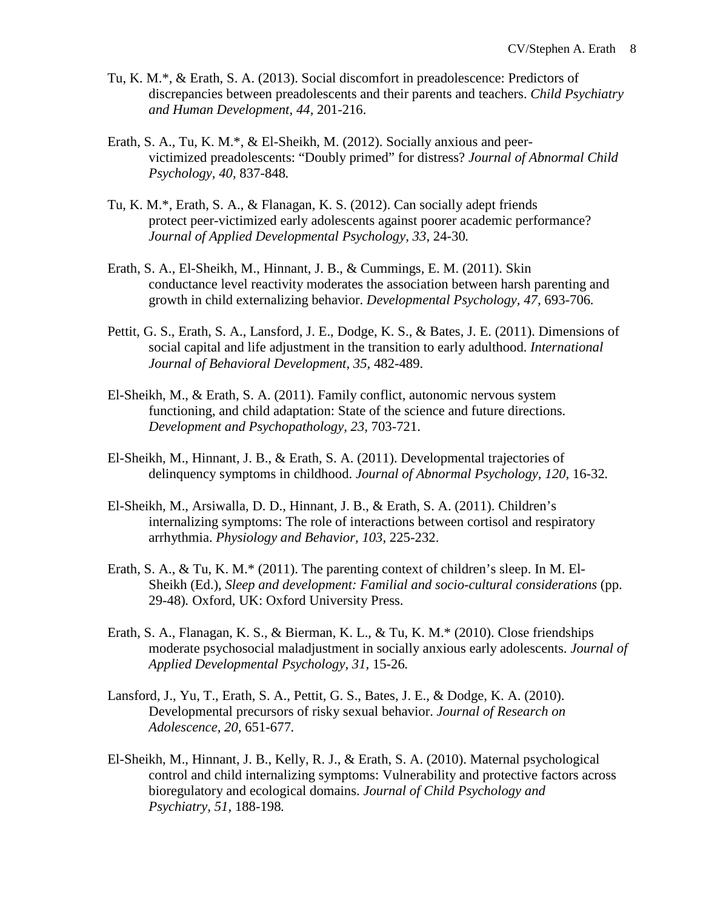Tu, K. M.*, & Erath, S. A. (2013). Social discomfort in preadolescence: Predictors of discrepancies between preadolescents and their parents and teachers. *Child Psychiatry and Human Development*, *44*, 201-216.

Erath, S. A., Tu, K. M.*, & El-Sheikh, M. (2012). Socially anxious and peer-victimized preadolescents: "Doubly primed" for distress? *Journal of Abnormal Child Psychology*, *40*, 837-848.

Tu, K. M.*, Erath, S. A., & Flanagan, K. S. (2012). Can socially adept friends protect peer-victimized early adolescents against poorer academic performance? *Journal of Applied Developmental Psychology*, *33*, 24-30.

Erath, S. A., El-Sheikh, M., Hinnant, J. B., & Cummings, E. M. (2011). Skin conductance level reactivity moderates the association between harsh parenting and growth in child externalizing behavior. *Developmental Psychology*, *47*, 693-706.

Pettit, G. S., Erath, S. A., Lansford, J. E., Dodge, K. S., & Bates, J. E. (2011). Dimensions of social capital and life adjustment in the transition to early adulthood. *International Journal of Behavioral Development, 35*, 482-489.

El-Sheikh, M., & Erath, S. A. (2011). Family conflict, autonomic nervous system functioning, and child adaptation: State of the science and future directions. *Development and Psychopathology, 23*, 703-721.

El-Sheikh, M., Hinnant, J. B., & Erath, S. A. (2011). Developmental trajectories of delinquency symptoms in childhood. *Journal of Abnormal Psychology, 120,* 16-32.

El-Sheikh, M., Arsiwalla, D. D., Hinnant, J. B., & Erath, S. A. (2011). Children's internalizing symptoms: The role of interactions between cortisol and respiratory arrhythmia. *Physiology and Behavior, 103*, 225-232.

Erath, S. A., & Tu, K. M.* (2011). The parenting context of children's sleep. In M. El-Sheikh (Ed.), *Sleep and development: Familial and socio-cultural considerations* (pp. 29-48)*.* Oxford, UK: Oxford University Press.

Erath, S. A., Flanagan, K. S., & Bierman, K. L., & Tu, K. M.* (2010). Close friendships moderate psychosocial maladjustment in socially anxious early adolescents. *Journal of Applied Developmental Psychology, 31*, 15-26.

Lansford, J., Yu, T., Erath, S. A., Pettit, G. S., Bates, J. E., & Dodge, K. A. (2010). Developmental precursors of risky sexual behavior. *Journal of Research on Adolescence, 20*, 651-677.

El-Sheikh, M., Hinnant, J. B., Kelly, R. J., & Erath, S. A. (2010). Maternal psychological control and child internalizing symptoms: Vulnerability and protective factors across bioregulatory and ecological domains. *Journal of Child Psychology and Psychiatry, 51*, 188-198.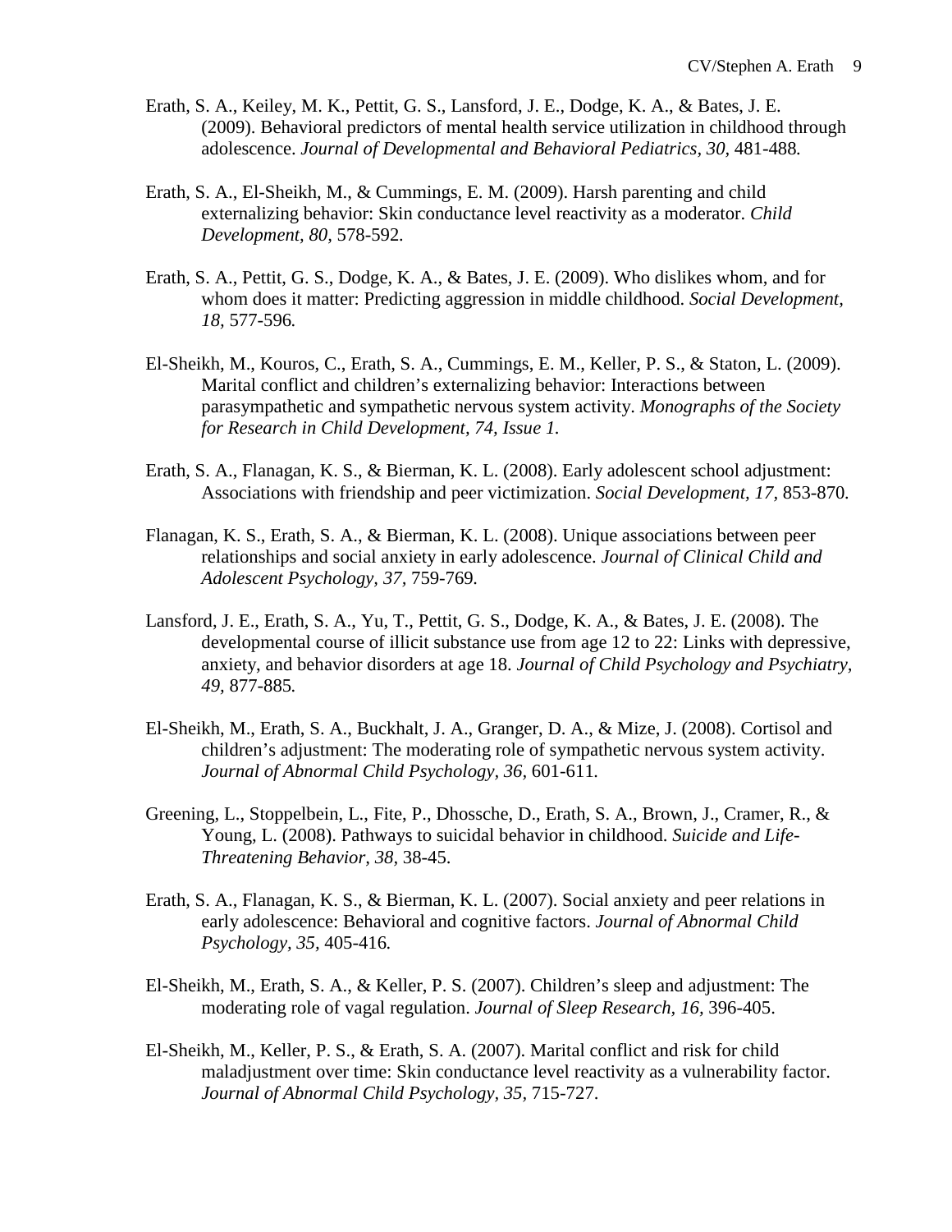Erath, S. A., Keiley, M. K., Pettit, G. S., Lansford, J. E., Dodge, K. A., & Bates, J. E. (2009). Behavioral predictors of mental health service utilization in childhood through adolescence. *Journal of Developmental and Behavioral Pediatrics, 30,* 481-488*.*

Erath, S. A., El-Sheikh, M., & Cummings, E. M. (2009). Harsh parenting and child externalizing behavior: Skin conductance level reactivity as a moderator. *Child Development, 80,* 578-592.

Erath, S. A., Pettit, G. S., Dodge, K. A., & Bates, J. E. (2009). Who dislikes whom, and for whom does it matter: Predicting aggression in middle childhood. *Social Development, 18,* 577-596*.*

El-Sheikh, M., Kouros, C., Erath, S. A., Cummings, E. M., Keller, P. S., & Staton, L. (2009). Marital conflict and children's externalizing behavior: Interactions between parasympathetic and sympathetic nervous system activity. *Monographs of the Society for Research in Child Development, 74, Issue 1.*

Erath, S. A., Flanagan, K. S., & Bierman, K. L. (2008). Early adolescent school adjustment: Associations with friendship and peer victimization. *Social Development, 17,* 853-870.

Flanagan, K. S., Erath, S. A., & Bierman, K. L. (2008). Unique associations between peer relationships and social anxiety in early adolescence. *Journal of Clinical Child and Adolescent Psychology, 37,* 759-769*.*

Lansford, J. E., Erath, S. A., Yu, T., Pettit, G. S., Dodge, K. A., & Bates, J. E. (2008). The developmental course of illicit substance use from age 12 to 22: Links with depressive, anxiety, and behavior disorders at age 18. *Journal of Child Psychology and Psychiatry, 49,* 877-885*.*

El-Sheikh, M., Erath, S. A., Buckhalt, J. A., Granger, D. A., & Mize, J. (2008). Cortisol and children's adjustment: The moderating role of sympathetic nervous system activity. *Journal of Abnormal Child Psychology, 36,* 601-611*.*

Greening, L., Stoppelbein, L., Fite, P., Dhossche, D., Erath, S. A., Brown, J., Cramer, R., & Young, L. (2008). Pathways to suicidal behavior in childhood. *Suicide and Life-Threatening Behavior, 38,* 38-45.

Erath, S. A., Flanagan, K. S., & Bierman, K. L. (2007). Social anxiety and peer relations in early adolescence: Behavioral and cognitive factors. *Journal of Abnormal Child Psychology, 35,* 405-416*.*

El-Sheikh, M., Erath, S. A., & Keller, P. S. (2007). Children's sleep and adjustment: The moderating role of vagal regulation. *Journal of Sleep Research, 16,* 396-405.

El-Sheikh, M., Keller, P. S., & Erath, S. A. (2007). Marital conflict and risk for child maladjustment over time: Skin conductance level reactivity as a vulnerability factor. *Journal of Abnormal Child Psychology, 35,* 715-727.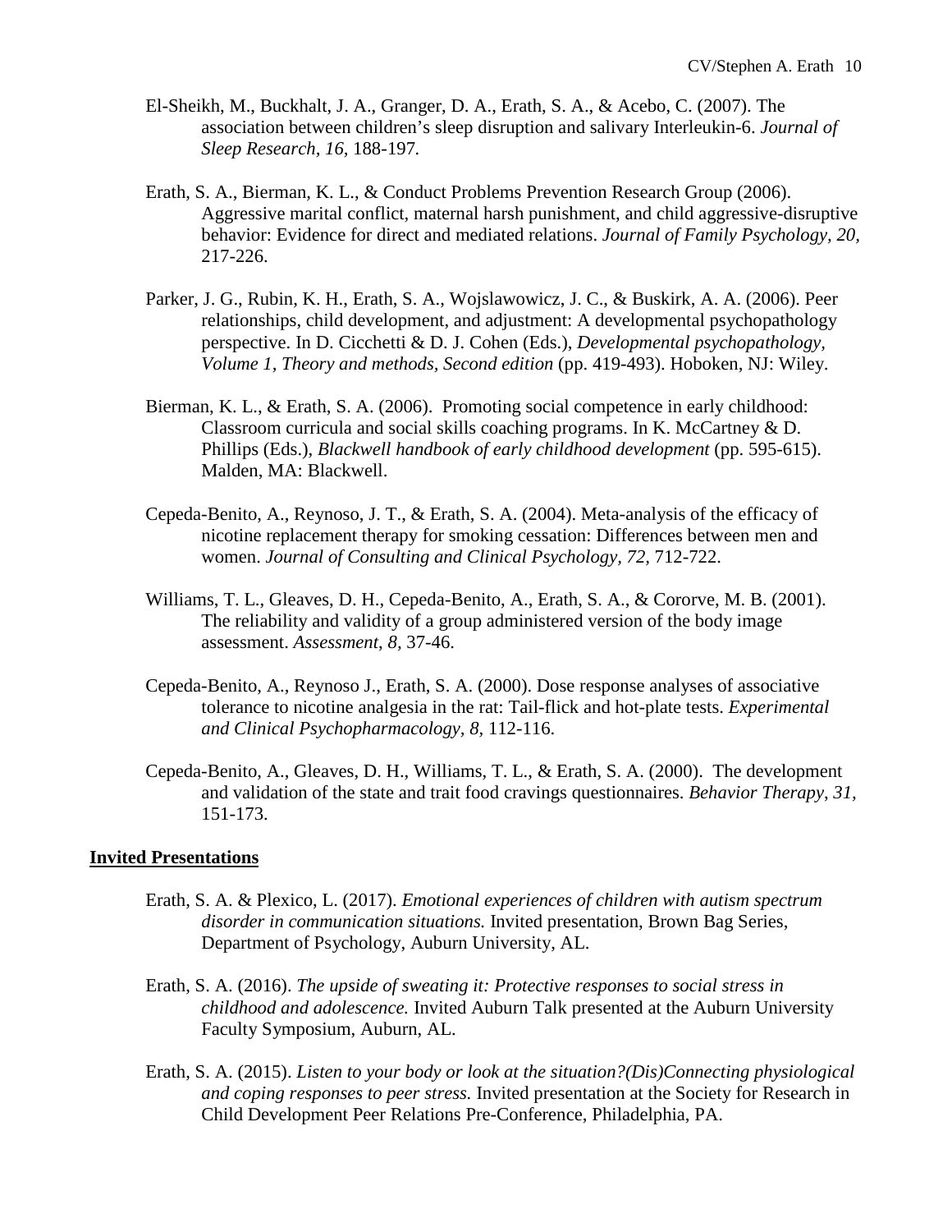El-Sheikh, M., Buckhalt, J. A., Granger, D. A., Erath, S. A., & Acebo, C. (2007). The association between children's sleep disruption and salivary Interleukin-6. *Journal of Sleep Research, 16,* 188-197.

Erath, S. A., Bierman, K. L., & Conduct Problems Prevention Research Group (2006). Aggressive marital conflict, maternal harsh punishment, and child aggressive-disruptive behavior: Evidence for direct and mediated relations. *Journal of Family Psychology, 20,* 217-226.

Parker, J. G., Rubin, K. H., Erath, S. A., Wojslawowicz, J. C., & Buskirk, A. A. (2006). Peer relationships, child development, and adjustment: A developmental psychopathology perspective. In D. Cicchetti & D. J. Cohen (Eds.), *Developmental psychopathology, Volume 1, Theory and methods, Second edition* (pp. 419-493). Hoboken, NJ: Wiley.

Bierman, K. L., & Erath, S. A. (2006). Promoting social competence in early childhood: Classroom curricula and social skills coaching programs. In K. McCartney & D. Phillips (Eds.), *Blackwell handbook of early childhood development* (pp. 595-615). Malden, MA: Blackwell.

Cepeda-Benito, A., Reynoso, J. T., & Erath, S. A. (2004). Meta-analysis of the efficacy of nicotine replacement therapy for smoking cessation: Differences between men and women. *Journal of Consulting and Clinical Psychology, 72,* 712-722.

Williams, T. L., Gleaves, D. H., Cepeda-Benito, A., Erath, S. A., & Cororve, M. B. (2001). The reliability and validity of a group administered version of the body image assessment. *Assessment, 8,* 37-46.

Cepeda-Benito, A., Reynoso J., Erath, S. A. (2000). Dose response analyses of associative tolerance to nicotine analgesia in the rat: Tail-flick and hot-plate tests. *Experimental and Clinical Psychopharmacology, 8,* 112-116.

Cepeda-Benito, A., Gleaves, D. H., Williams, T. L., & Erath, S. A. (2000). The development and validation of the state and trait food cravings questionnaires. *Behavior Therapy, 31,* 151-173.

## Invited Presentations

Erath, S. A. & Plexico, L. (2017). *Emotional experiences of children with autism spectrum disorder in communication situations.* Invited presentation, Brown Bag Series, Department of Psychology, Auburn University, AL.

Erath, S. A. (2016). *The upside of sweating it: Protective responses to social stress in childhood and adolescence.* Invited Auburn Talk presented at the Auburn University Faculty Symposium, Auburn, AL.

Erath, S. A. (2015). *Listen to your body or look at the situation?(Dis)Connecting physiological and coping responses to peer stress.* Invited presentation at the Society for Research in Child Development Peer Relations Pre-Conference, Philadelphia, PA.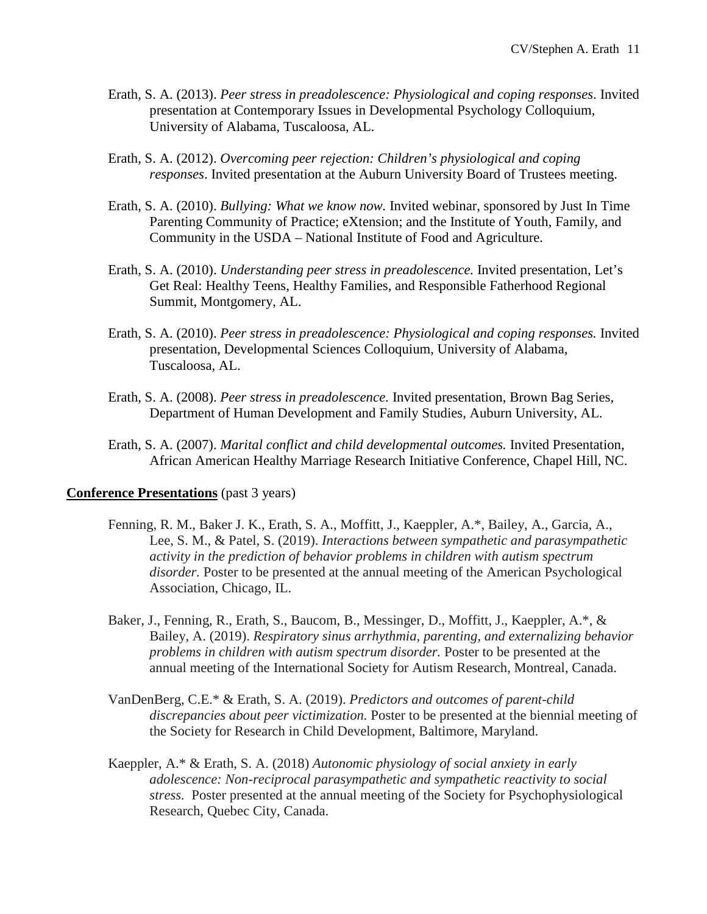Erath, S. A. (2013). *Peer stress in preadolescence: Physiological and coping responses*. Invited presentation at Contemporary Issues in Developmental Psychology Colloquium, University of Alabama, Tuscaloosa, AL.

Erath, S. A. (2012). *Overcoming peer rejection: Children's physiological and coping responses*. Invited presentation at the Auburn University Board of Trustees meeting.

Erath, S. A. (2010). *Bullying: What we know now.* Invited webinar, sponsored by Just In Time Parenting Community of Practice; eXtension; and the Institute of Youth, Family, and Community in the USDA – National Institute of Food and Agriculture.

Erath, S. A. (2010). *Understanding peer stress in preadolescence.* Invited presentation, Let's Get Real: Healthy Teens, Healthy Families, and Responsible Fatherhood Regional Summit, Montgomery, AL.

Erath, S. A. (2010). *Peer stress in preadolescence: Physiological and coping responses.* Invited presentation, Developmental Sciences Colloquium, University of Alabama, Tuscaloosa, AL.

Erath, S. A. (2008). *Peer stress in preadolescence.* Invited presentation, Brown Bag Series, Department of Human Development and Family Studies, Auburn University, AL.

Erath, S. A. (2007). *Marital conflict and child developmental outcomes.* Invited Presentation, African American Healthy Marriage Research Initiative Conference, Chapel Hill, NC.

**Conference Presentations** (past 3 years)

Fenning, R. M., Baker J. K., Erath, S. A., Moffitt, J., Kaeppler, A.*, Bailey, A., Garcia, A., Lee, S. M., & Patel, S. (2019). *Interactions between sympathetic and parasympathetic activity in the prediction of behavior problems in children with autism spectrum disorder.* Poster to be presented at the annual meeting of the American Psychological Association, Chicago, IL.

Baker, J., Fenning, R., Erath, S., Baucom, B., Messinger, D., Moffitt, J., Kaeppler, A.*, & Bailey, A. (2019). *Respiratory sinus arrhythmia, parenting, and externalizing behavior problems in children with autism spectrum disorder.* Poster to be presented at the annual meeting of the International Society for Autism Research, Montreal, Canada.

VanDenBerg, C.E.* & Erath, S. A. (2019). *Predictors and outcomes of parent-child discrepancies about peer victimization.* Poster to be presented at the biennial meeting of the Society for Research in Child Development, Baltimore, Maryland.

Kaeppler, A.* & Erath, S. A. (2018) *Autonomic physiology of social anxiety in early adolescence: Non-reciprocal parasympathetic and sympathetic reactivity to social stress.* Poster presented at the annual meeting of the Society for Psychophysiological Research, Quebec City, Canada.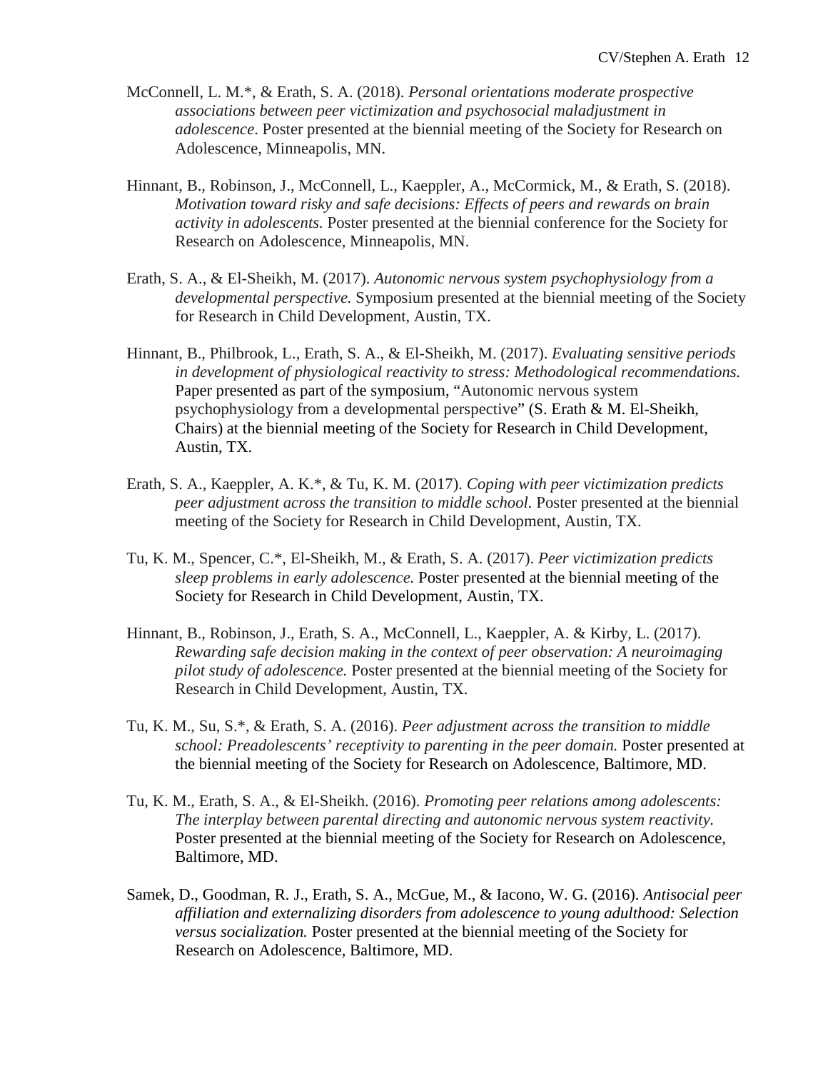McConnell, L. M.*, & Erath, S. A. (2018). *Personal orientations moderate prospective associations between peer victimization and psychosocial maladjustment in adolescence*. Poster presented at the biennial meeting of the Society for Research on Adolescence, Minneapolis, MN.

Hinnant, B., Robinson, J., McConnell, L., Kaeppler, A., McCormick, M., & Erath, S. (2018). *Motivation toward risky and safe decisions: Effects of peers and rewards on brain activity in adolescents.* Poster presented at the biennial conference for the Society for Research on Adolescence, Minneapolis, MN.

Erath, S. A., & El-Sheikh, M. (2017). *Autonomic nervous system psychophysiology from a developmental perspective.* Symposium presented at the biennial meeting of the Society for Research in Child Development, Austin, TX.

Hinnant, B., Philbrook, L., Erath, S. A., & El-Sheikh, M. (2017). *Evaluating sensitive periods in development of physiological reactivity to stress: Methodological recommendations.* Paper presented as part of the symposium, "Autonomic nervous system psychophysiology from a developmental perspective" (S. Erath & M. El-Sheikh, Chairs) at the biennial meeting of the Society for Research in Child Development, Austin, TX.

Erath, S. A., Kaeppler, A. K.*, & Tu, K. M. (2017). *Coping with peer victimization predicts peer adjustment across the transition to middle school.* Poster presented at the biennial meeting of the Society for Research in Child Development, Austin, TX.

Tu, K. M., Spencer, C.*, El-Sheikh, M., & Erath, S. A. (2017). *Peer victimization predicts sleep problems in early adolescence.* Poster presented at the biennial meeting of the Society for Research in Child Development, Austin, TX.

Hinnant, B., Robinson, J., Erath, S. A., McConnell, L., Kaeppler, A. & Kirby, L. (2017). *Rewarding safe decision making in the context of peer observation: A neuroimaging pilot study of adolescence.* Poster presented at the biennial meeting of the Society for Research in Child Development, Austin, TX.

Tu, K. M., Su, S.*, & Erath, S. A. (2016). *Peer adjustment across the transition to middle school: Preadolescents' receptivity to parenting in the peer domain.* Poster presented at the biennial meeting of the Society for Research on Adolescence, Baltimore, MD.

Tu, K. M., Erath, S. A., & El-Sheikh. (2016). *Promoting peer relations among adolescents: The interplay between parental directing and autonomic nervous system reactivity.* Poster presented at the biennial meeting of the Society for Research on Adolescence, Baltimore, MD.

Samek, D., Goodman, R. J., Erath, S. A., McGue, M., & Iacono, W. G. (2016). *Antisocial peer affiliation and externalizing disorders from adolescence to young adulthood: Selection versus socialization.* Poster presented at the biennial meeting of the Society for Research on Adolescence, Baltimore, MD.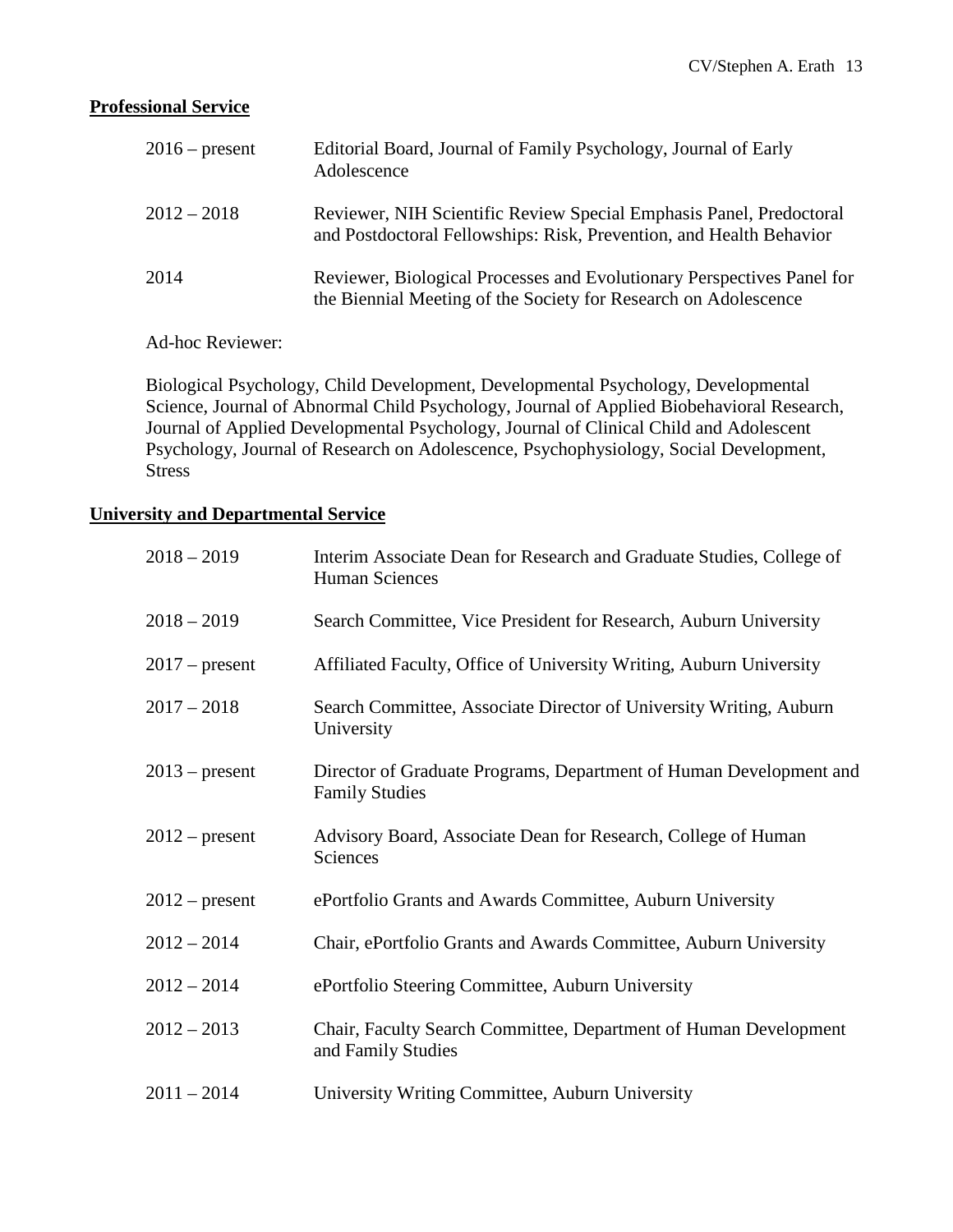## Professional Service

| | |
|---|---|
| 2016 – present | Editorial Board, Journal of Family Psychology, Journal of Early Adolescence |
| 2012 – 2018 | Reviewer, NIH Scientific Review Special Emphasis Panel, Predoctoral and Postdoctoral Fellowships: Risk, Prevention, and Health Behavior |
| 2014 | Reviewer, Biological Processes and Evolutionary Perspectives Panel for the Biennial Meeting of the Society for Research on Adolescence |

Ad-hoc Reviewer:

Biological Psychology, Child Development, Developmental Psychology, Developmental Science, Journal of Abnormal Child Psychology, Journal of Applied Biobehavioral Research, Journal of Applied Developmental Psychology, Journal of Clinical Child and Adolescent Psychology, Journal of Research on Adolescence, Psychophysiology, Social Development, Stress

## University and Departmental Service

| | |
|---|---|
| 2018 – 2019 | Interim Associate Dean for Research and Graduate Studies, College of Human Sciences |
| 2018 – 2019 | Search Committee, Vice President for Research, Auburn University |
| 2017 – present | Affiliated Faculty, Office of University Writing, Auburn University |
| 2017 – 2018 | Search Committee, Associate Director of University Writing, Auburn University |
| 2013 – present | Director of Graduate Programs, Department of Human Development and Family Studies |
| 2012 – present | Advisory Board, Associate Dean for Research, College of Human Sciences |
| 2012 – present | ePortfolio Grants and Awards Committee, Auburn University |
| 2012 – 2014 | Chair, ePortfolio Grants and Awards Committee, Auburn University |
| 2012 – 2014 | ePortfolio Steering Committee, Auburn University |
| 2012 – 2013 | Chair, Faculty Search Committee, Department of Human Development and Family Studies |
| 2011 – 2014 | University Writing Committee, Auburn University |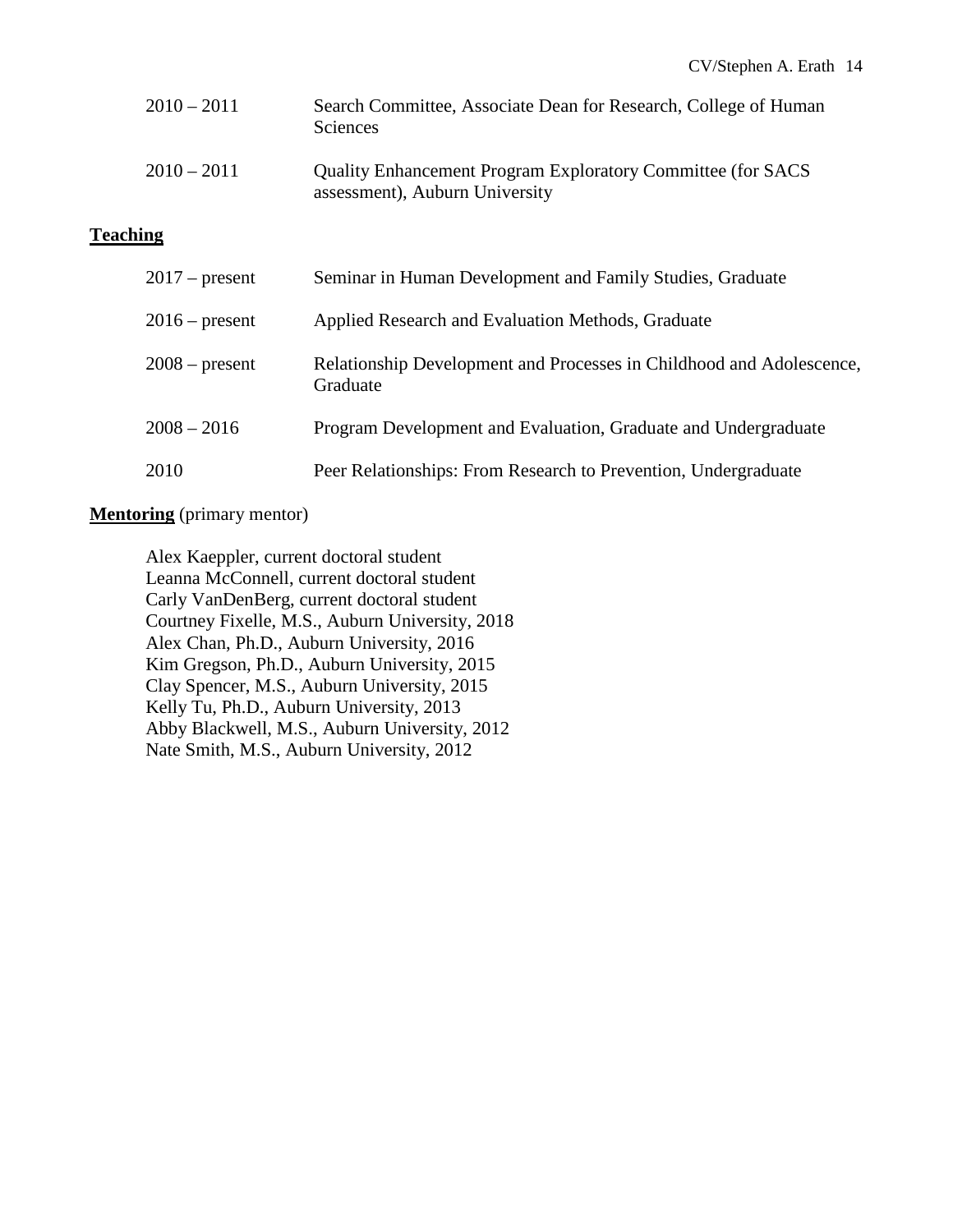| | |
|---|---|
| 2010 – 2011 | Search Committee, Associate Dean for Research, College of Human Sciences |
| 2010 – 2011 | Quality Enhancement Program Exploratory Committee (for SACS assessment), Auburn University |

## Teaching

| | |
|---|---|
| 2017 – present | Seminar in Human Development and Family Studies, Graduate |
| 2016 – present | Applied Research and Evaluation Methods, Graduate |
| 2008 – present | Relationship Development and Processes in Childhood and Adolescence, Graduate |
| 2008 – 2016 | Program Development and Evaluation, Graduate and Undergraduate |
| 2010 | Peer Relationships: From Research to Prevention, Undergraduate |

## Mentoring (primary mentor)

Alex Kaeppler, current doctoral student
Leanna McConnell, current doctoral student
Carly VanDenBerg, current doctoral student
Courtney Fixelle, M.S., Auburn University, 2018
Alex Chan, Ph.D., Auburn University, 2016
Kim Gregson, Ph.D., Auburn University, 2015
Clay Spencer, M.S., Auburn University, 2015
Kelly Tu, Ph.D., Auburn University, 2013
Abby Blackwell, M.S., Auburn University, 2012
Nate Smith, M.S., Auburn University, 2012